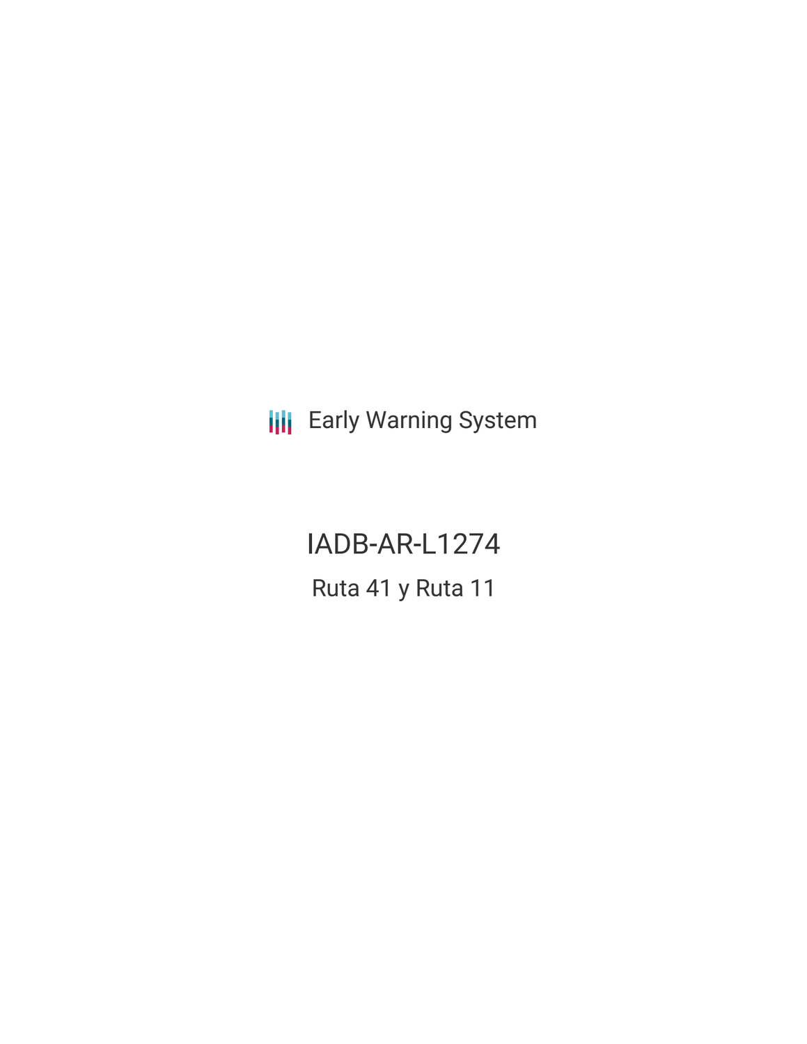Early Warning System

# IADB-AR-L1274

## Ruta 41 y Ruta 11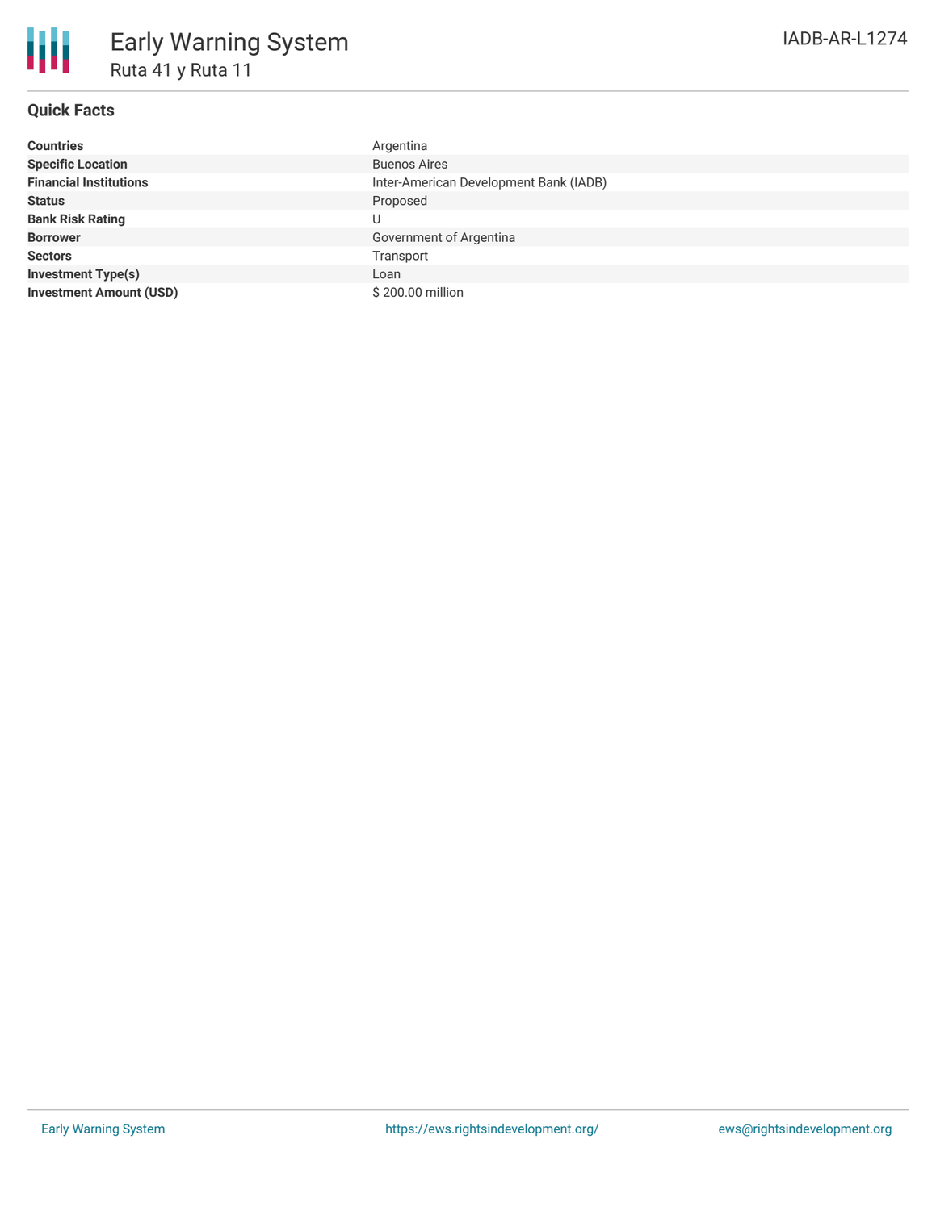# Early Warning System

## Ruta 41 y Ruta 11

IADB-AR-L1274

### Quick Facts

| | |
|---|---|
| **Countries** | Argentina |
| **Specific Location** | Buenos Aires |
| **Financial Institutions** | Inter-American Development Bank (IADB) |
| **Status** | Proposed |
| **Bank Risk Rating** | U |
| **Borrower** | Government of Argentina |
| **Sectors** | Transport |
| **Investment Type(s)** | Loan |
| **Investment Amount (USD)** | $ 200.00 million |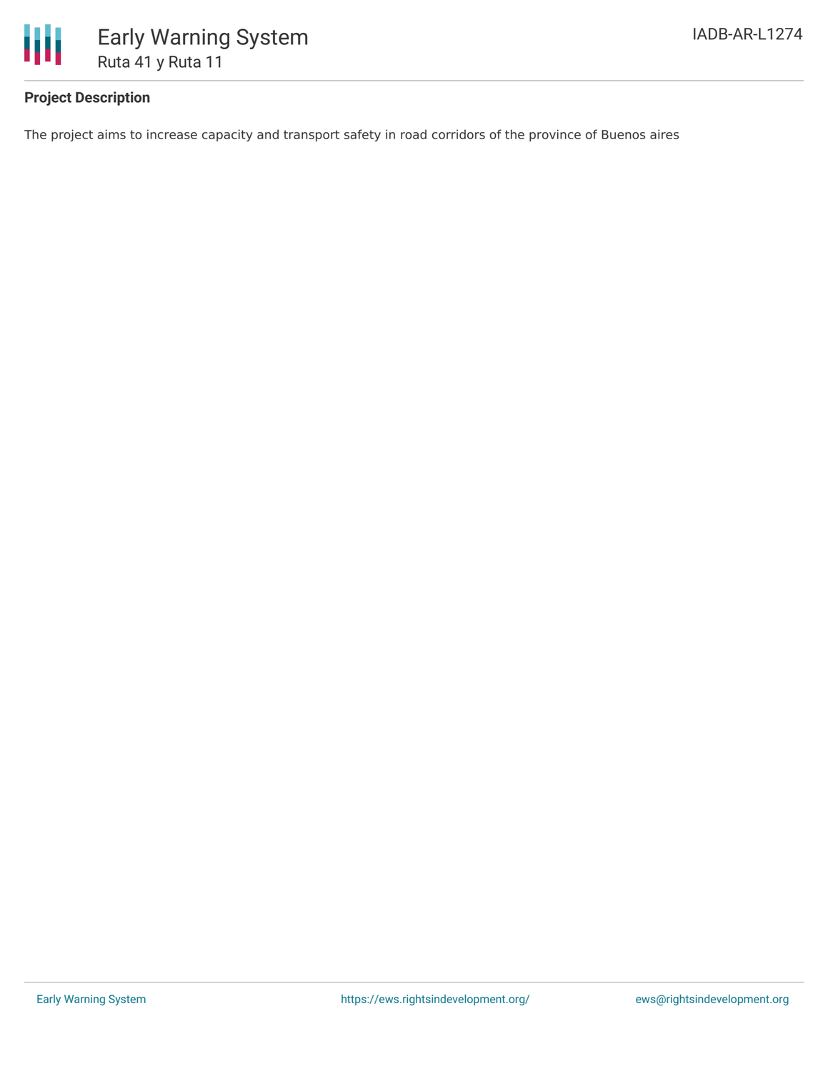# Early Warning System

## Ruta 41 y Ruta 11

IADB-AR-L1274

### Project Description

The project aims to increase capacity and transport safety in road corridors of the province of Buenos aires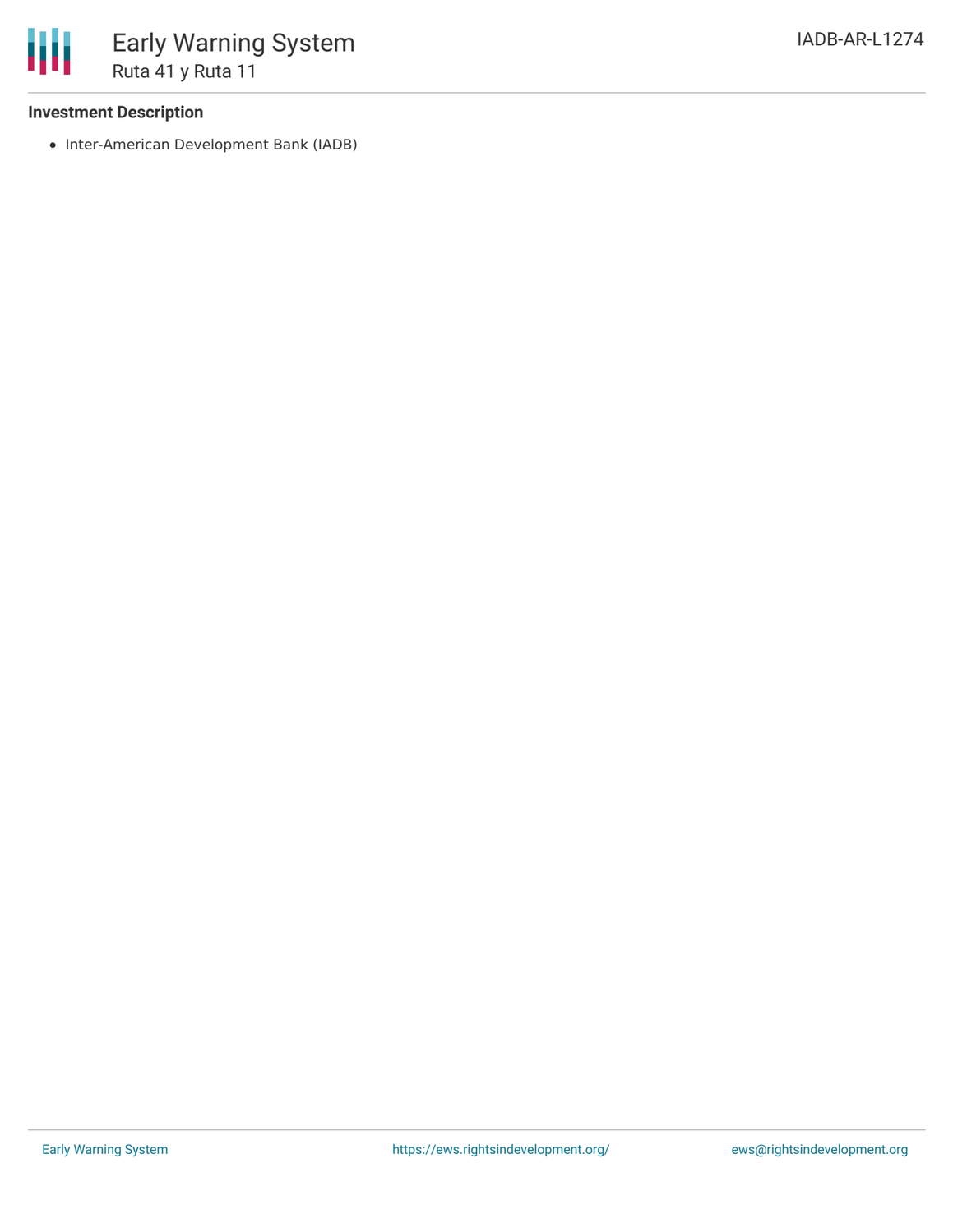**Investment Description**

- Inter-American Development Bank (IADB)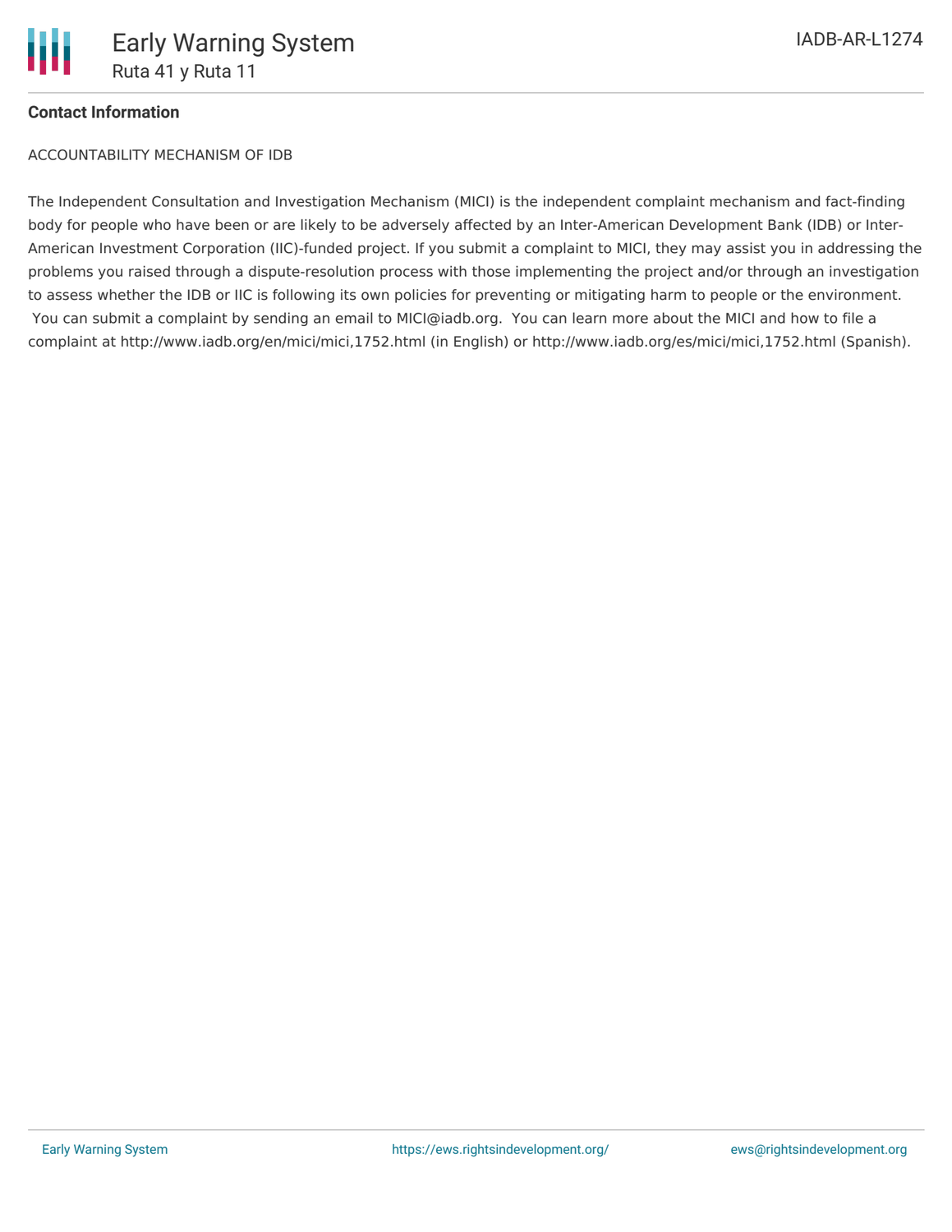## Contact Information

ACCOUNTABILITY MECHANISM OF IDB

The Independent Consultation and Investigation Mechanism (MICI) is the independent complaint mechanism and fact-finding body for people who have been or are likely to be adversely affected by an Inter-American Development Bank (IDB) or Inter-American Investment Corporation (IIC)-funded project. If you submit a complaint to MICI, they may assist you in addressing the problems you raised through a dispute-resolution process with those implementing the project and/or through an investigation to assess whether the IDB or IIC is following its own policies for preventing or mitigating harm to people or the environment. You can submit a complaint by sending an email to MICI@iadb.org. You can learn more about the MICI and how to file a complaint at http://www.iadb.org/en/mici/mici,1752.html (in English) or http://www.iadb.org/es/mici/mici,1752.html (Spanish).